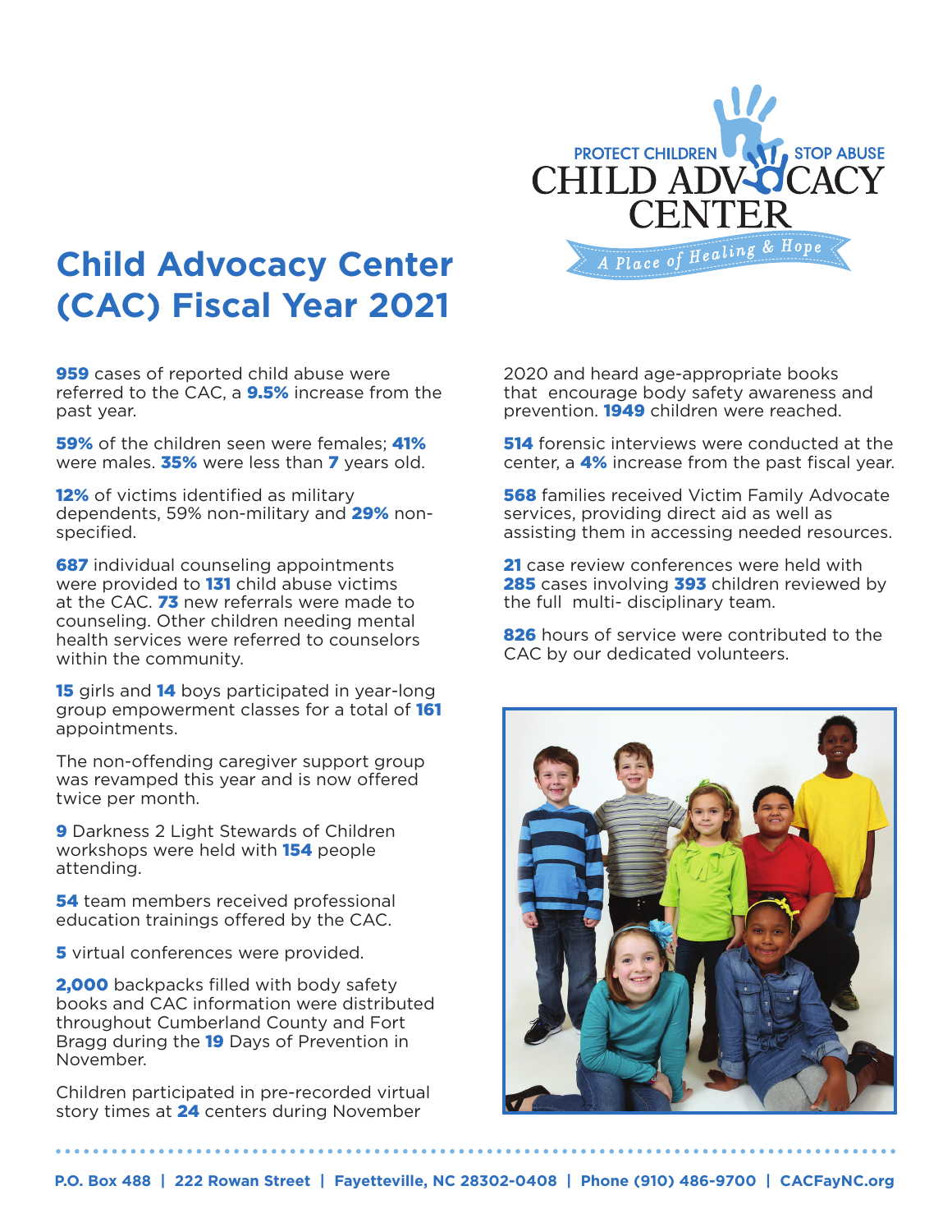PROTECT CHILDREN STOP ABUSE
CHILD ADVOCACY CENTER
A Place of Healing & Hope

# Child Advocacy Center (CAC) Fiscal Year 2021

**959** cases of reported child abuse were referred to the CAC, a **9.5%** increase from the past year.

**59%** of the children seen were females; **41%** were males. **35%** were less than **7** years old.

**12%** of victims identified as military dependents, 59% non-military and **29%** non-specified.

**687** individual counseling appointments were provided to **131** child abuse victims at the CAC. **73** new referrals were made to counseling. Other children needing mental health services were referred to counselors within the community.

**15** girls and **14** boys participated in year-long group empowerment classes for a total of **161** appointments.

The non-offending caregiver support group was revamped this year and is now offered twice per month.

**9** Darkness 2 Light Stewards of Children workshops were held with **154** people attending.

**54** team members received professional education trainings offered by the CAC.

**5** virtual conferences were provided.

**2,000** backpacks filled with body safety books and CAC information were distributed throughout Cumberland County and Fort Bragg during the **19** Days of Prevention in November.

Children participated in pre-recorded virtual story times at **24** centers during November 2020 and heard age-appropriate books that encourage body safety awareness and prevention. **1949** children were reached.

**514** forensic interviews were conducted at the center, a **4%** increase from the past fiscal year.

**568** families received Victim Family Advocate services, providing direct aid as well as assisting them in accessing needed resources.

**21** case review conferences were held with **285** cases involving **393** children reviewed by the full multi- disciplinary team.

**826** hours of service were contributed to the CAC by our dedicated volunteers.

P.O. Box 488 | 222 Rowan Street | Fayetteville, NC 28302-0408 | Phone (910) 486-9700 | CACFayNC.org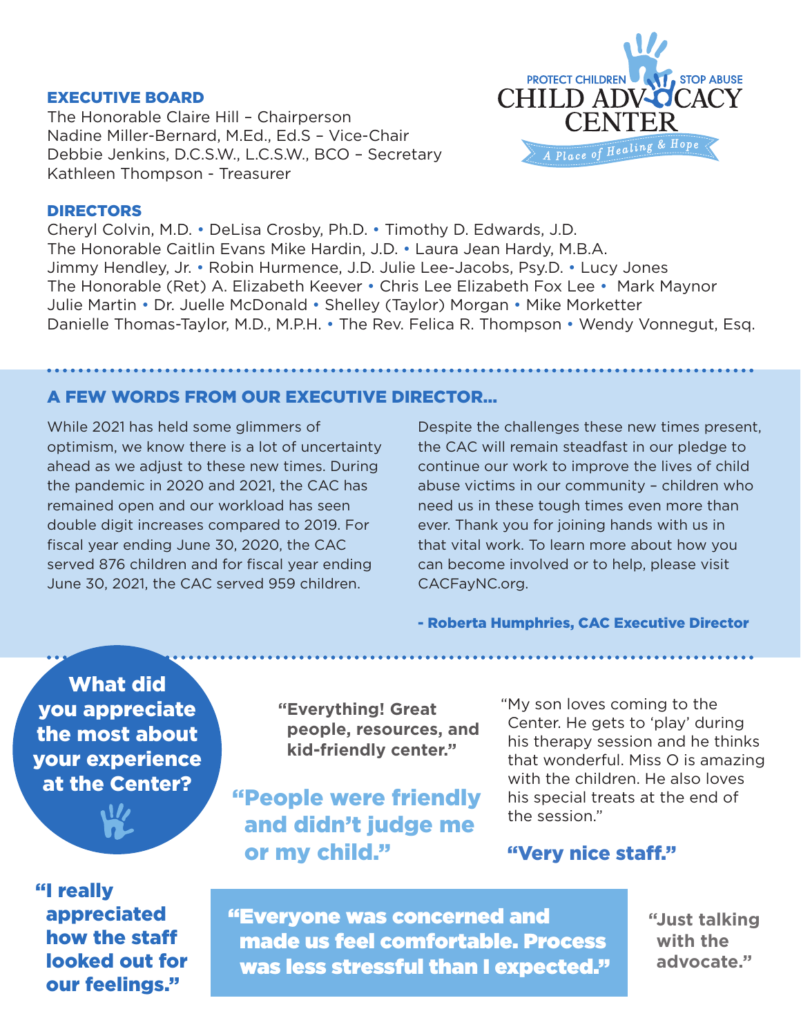PROTECT CHILDREN STOP ABUSE
CHILD ADVOCACY CENTER
A Place of Healing & Hope

## EXECUTIVE BOARD

The Honorable Claire Hill – Chairperson
Nadine Miller-Bernard, M.Ed., Ed.S – Vice-Chair
Debbie Jenkins, D.C.S.W., L.C.S.W., BCO – Secretary
Kathleen Thompson - Treasurer

## DIRECTORS

Cheryl Colvin, M.D. • DeLisa Crosby, Ph.D. • Timothy D. Edwards, J.D.
The Honorable Caitlin Evans Mike Hardin, J.D. • Laura Jean Hardy, M.B.A.
Jimmy Hendley, Jr. • Robin Hurmence, J.D. Julie Lee-Jacobs, Psy.D. • Lucy Jones
The Honorable (Ret) A. Elizabeth Keever • Chris Lee Elizabeth Fox Lee • Mark Maynor
Julie Martin • Dr. Juelle McDonald • Shelley (Taylor) Morgan • Mike Morketter
Danielle Thomas-Taylor, M.D., M.P.H. • The Rev. Felica R. Thompson • Wendy Vonnegut, Esq.

## A FEW WORDS FROM OUR EXECUTIVE DIRECTOR...

While 2021 has held some glimmers of optimism, we know there is a lot of uncertainty ahead as we adjust to these new times. During the pandemic in 2020 and 2021, the CAC has remained open and our workload has seen double digit increases compared to 2019. For fiscal year ending June 30, 2020, the CAC served 876 children and for fiscal year ending June 30, 2021, the CAC served 959 children.

Despite the challenges these new times present, the CAC will remain steadfast in our pledge to continue our work to improve the lives of child abuse victims in our community – children who need us in these tough times even more than ever. Thank you for joining hands with us in that vital work. To learn more about how you can become involved or to help, please visit CACFayNC.org.

**- Roberta Humphries, CAC Executive Director**

## What did you appreciate the most about your experience at the Center?

**"Everything! Great people, resources, and kid-friendly center."**

**"People were friendly and didn't judge me or my child."**

"My son loves coming to the Center. He gets to 'play' during his therapy session and he thinks that wonderful. Miss O is amazing with the children. He also loves his special treats at the end of the session."

**"Very nice staff."**

**"I really appreciated how the staff looked out for our feelings."**

**"Everyone was concerned and made us feel comfortable. Process was less stressful than I expected."**

**"Just talking with the advocate."**